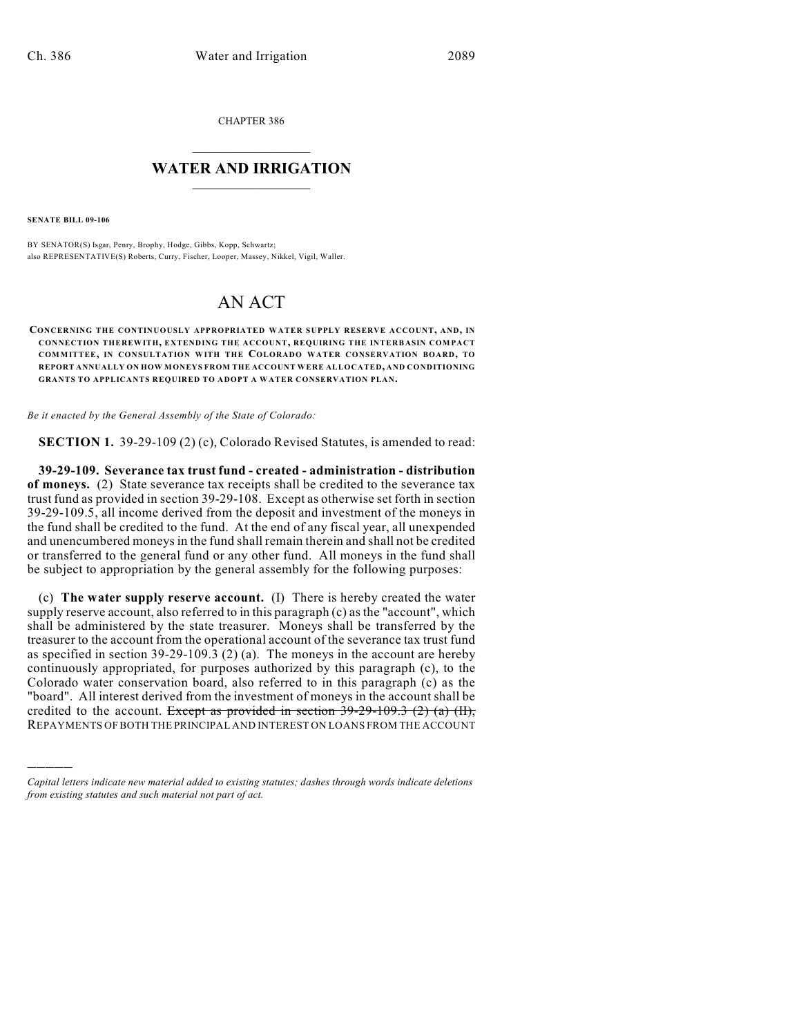CHAPTER 386

# WATER AND IRRIGATION

**SENATE BILL 09-106**

BY SENATOR(S) Isgar, Penry, Brophy, Hodge, Gibbs, Kopp, Schwartz;
also REPRESENTATIVE(S) Roberts, Curry, Fischer, Looper, Massey, Nikkel, Vigil, Waller.

# AN ACT

**CONCERNING THE CONTINUOUSLY APPROPRIATED WATER SUPPLY RESERVE ACCOUNT, AND, IN CONNECTION THEREWITH, EXTENDING THE ACCOUNT, REQUIRING THE INTERBASIN COMPACT COMMITTEE, IN CONSULTATION WITH THE COLORADO WATER CONSERVATION BOARD, TO REPORT ANNUALLY ON HOW MONEYS FROM THE ACCOUNT WERE ALLOCATED, AND CONDITIONING GRANTS TO APPLICANTS REQUIRED TO ADOPT A WATER CONSERVATION PLAN.**

*Be it enacted by the General Assembly of the State of Colorado:*

**SECTION 1.** 39-29-109 (2) (c), Colorado Revised Statutes, is amended to read:

**39-29-109. Severance tax trust fund - created - administration - distribution of moneys.** (2) State severance tax receipts shall be credited to the severance tax trust fund as provided in section 39-29-108. Except as otherwise set forth in section 39-29-109.5, all income derived from the deposit and investment of the moneys in the fund shall be credited to the fund. At the end of any fiscal year, all unexpended and unencumbered moneys in the fund shall remain therein and shall not be credited or transferred to the general fund or any other fund. All moneys in the fund shall be subject to appropriation by the general assembly for the following purposes:

(c) **The water supply reserve account.** (I) There is hereby created the water supply reserve account, also referred to in this paragraph (c) as the "account", which shall be administered by the state treasurer. Moneys shall be transferred by the treasurer to the account from the operational account of the severance tax trust fund as specified in section 39-29-109.3 (2) (a). The moneys in the account are hereby continuously appropriated, for purposes authorized by this paragraph (c), to the Colorado water conservation board, also referred to in this paragraph (c) as the "board". All interest derived from the investment of moneys in the account shall be credited to the account. ~~Except as provided in section 39-29-109.3 (2) (a) (II),~~ REPAYMENTS OF BOTH THE PRINCIPAL AND INTEREST ON LOANS FROM THE ACCOUNT

*Capital letters indicate new material added to existing statutes; dashes through words indicate deletions from existing statutes and such material not part of act.*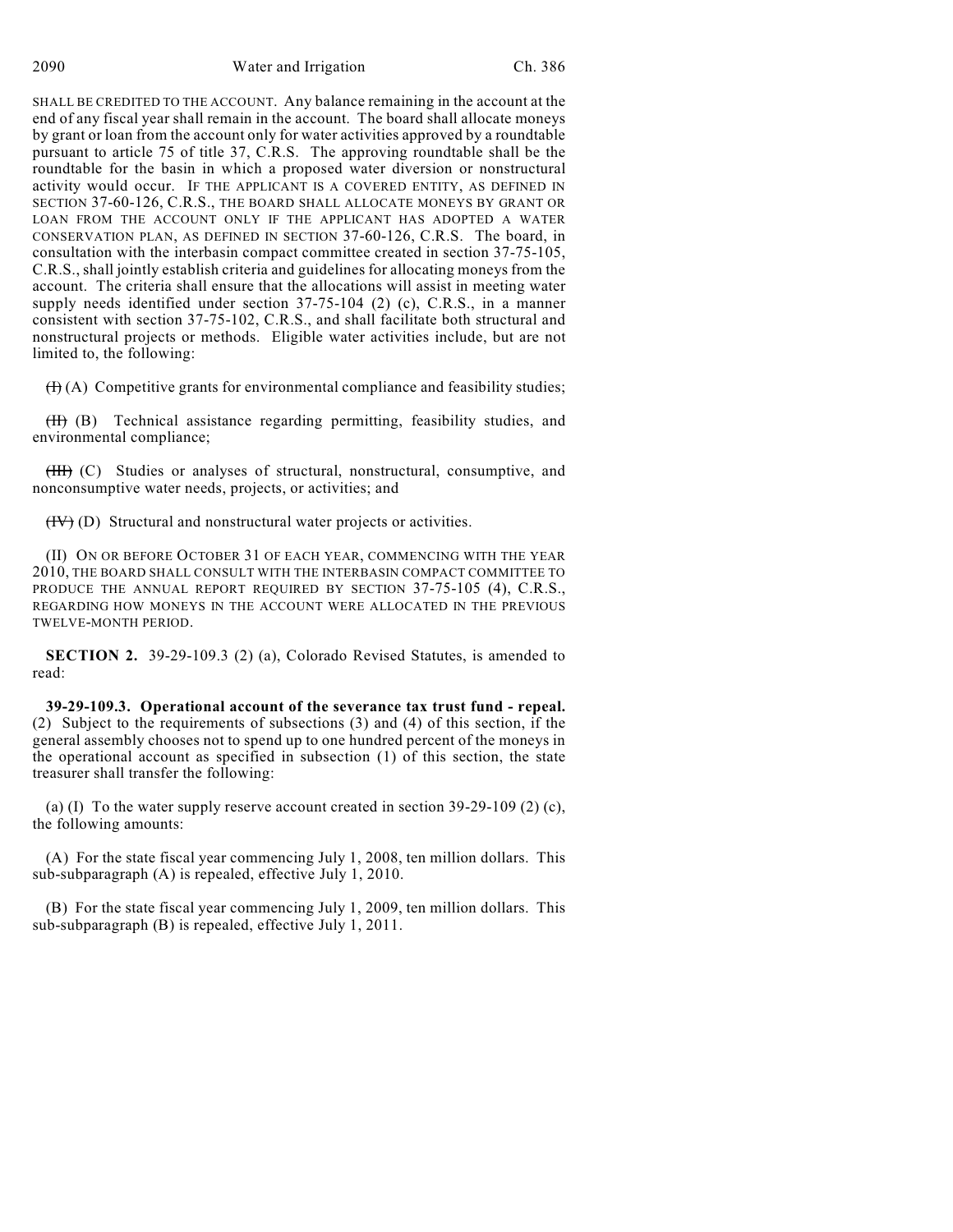SHALL BE CREDITED TO THE ACCOUNT. Any balance remaining in the account at the end of any fiscal year shall remain in the account. The board shall allocate moneys by grant or loan from the account only for water activities approved by a roundtable pursuant to article 75 of title 37, C.R.S. The approving roundtable shall be the roundtable for the basin in which a proposed water diversion or nonstructural activity would occur. IF THE APPLICANT IS A COVERED ENTITY, AS DEFINED IN SECTION 37-60-126, C.R.S., THE BOARD SHALL ALLOCATE MONEYS BY GRANT OR LOAN FROM THE ACCOUNT ONLY IF THE APPLICANT HAS ADOPTED A WATER CONSERVATION PLAN, AS DEFINED IN SECTION 37-60-126, C.R.S. The board, in consultation with the interbasin compact committee created in section 37-75-105, C.R.S., shall jointly establish criteria and guidelines for allocating moneys from the account. The criteria shall ensure that the allocations will assist in meeting water supply needs identified under section 37-75-104 (2) (c), C.R.S., in a manner consistent with section 37-75-102, C.R.S., and shall facilitate both structural and nonstructural projects or methods. Eligible water activities include, but are not limited to, the following:

~~(I)~~ (A) Competitive grants for environmental compliance and feasibility studies;

~~(II)~~ (B) Technical assistance regarding permitting, feasibility studies, and environmental compliance;

~~(III)~~ (C) Studies or analyses of structural, nonstructural, consumptive, and nonconsumptive water needs, projects, or activities; and

~~(IV)~~ (D) Structural and nonstructural water projects or activities.

(II) ON OR BEFORE OCTOBER 31 OF EACH YEAR, COMMENCING WITH THE YEAR 2010, THE BOARD SHALL CONSULT WITH THE INTERBASIN COMPACT COMMITTEE TO PRODUCE THE ANNUAL REPORT REQUIRED BY SECTION 37-75-105 (4), C.R.S., REGARDING HOW MONEYS IN THE ACCOUNT WERE ALLOCATED IN THE PREVIOUS TWELVE-MONTH PERIOD.

**SECTION 2.** 39-29-109.3 (2) (a), Colorado Revised Statutes, is amended to read:

**39-29-109.3. Operational account of the severance tax trust fund - repeal.** (2) Subject to the requirements of subsections (3) and (4) of this section, if the general assembly chooses not to spend up to one hundred percent of the moneys in the operational account as specified in subsection (1) of this section, the state treasurer shall transfer the following:

(a) (I) To the water supply reserve account created in section 39-29-109 (2) (c), the following amounts:

(A) For the state fiscal year commencing July 1, 2008, ten million dollars. This sub-subparagraph (A) is repealed, effective July 1, 2010.

(B) For the state fiscal year commencing July 1, 2009, ten million dollars. This sub-subparagraph (B) is repealed, effective July 1, 2011.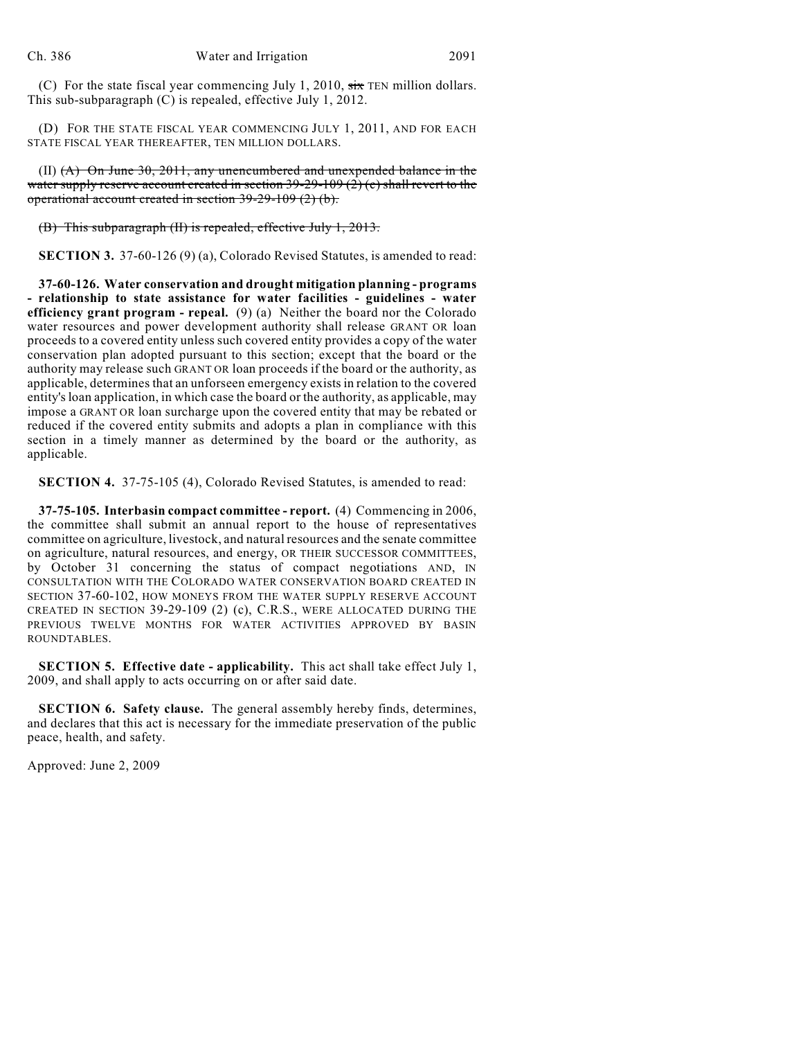(C) For the state fiscal year commencing July 1, 2010, ~~six~~ TEN million dollars. This sub-subparagraph (C) is repealed, effective July 1, 2012.

(D) FOR THE STATE FISCAL YEAR COMMENCING JULY 1, 2011, AND FOR EACH STATE FISCAL YEAR THEREAFTER, TEN MILLION DOLLARS.

(II) ~~(A) On June 30, 2011, any unencumbered and unexpended balance in the water supply reserve account created in section 39-29-109 (2) (c) shall revert to the operational account created in section 39-29-109 (2) (b).~~

~~(B) This subparagraph (II) is repealed, effective July 1, 2013.~~

**SECTION 3.** 37-60-126 (9) (a), Colorado Revised Statutes, is amended to read:

**37-60-126. Water conservation and drought mitigation planning - programs - relationship to state assistance for water facilities - guidelines - water efficiency grant program - repeal.** (9) (a) Neither the board nor the Colorado water resources and power development authority shall release GRANT OR loan proceeds to a covered entity unless such covered entity provides a copy of the water conservation plan adopted pursuant to this section; except that the board or the authority may release such GRANT OR loan proceeds if the board or the authority, as applicable, determines that an unforseen emergency exists in relation to the covered entity's loan application, in which case the board or the authority, as applicable, may impose a GRANT OR loan surcharge upon the covered entity that may be rebated or reduced if the covered entity submits and adopts a plan in compliance with this section in a timely manner as determined by the board or the authority, as applicable.

**SECTION 4.** 37-75-105 (4), Colorado Revised Statutes, is amended to read:

**37-75-105. Interbasin compact committee - report.** (4) Commencing in 2006, the committee shall submit an annual report to the house of representatives committee on agriculture, livestock, and natural resources and the senate committee on agriculture, natural resources, and energy, OR THEIR SUCCESSOR COMMITTEES, by October 31 concerning the status of compact negotiations AND, IN CONSULTATION WITH THE COLORADO WATER CONSERVATION BOARD CREATED IN SECTION 37-60-102, HOW MONEYS FROM THE WATER SUPPLY RESERVE ACCOUNT CREATED IN SECTION 39-29-109 (2) (c), C.R.S., WERE ALLOCATED DURING THE PREVIOUS TWELVE MONTHS FOR WATER ACTIVITIES APPROVED BY BASIN ROUNDTABLES.

**SECTION 5. Effective date - applicability.** This act shall take effect July 1, 2009, and shall apply to acts occurring on or after said date.

**SECTION 6. Safety clause.** The general assembly hereby finds, determines, and declares that this act is necessary for the immediate preservation of the public peace, health, and safety.

Approved: June 2, 2009